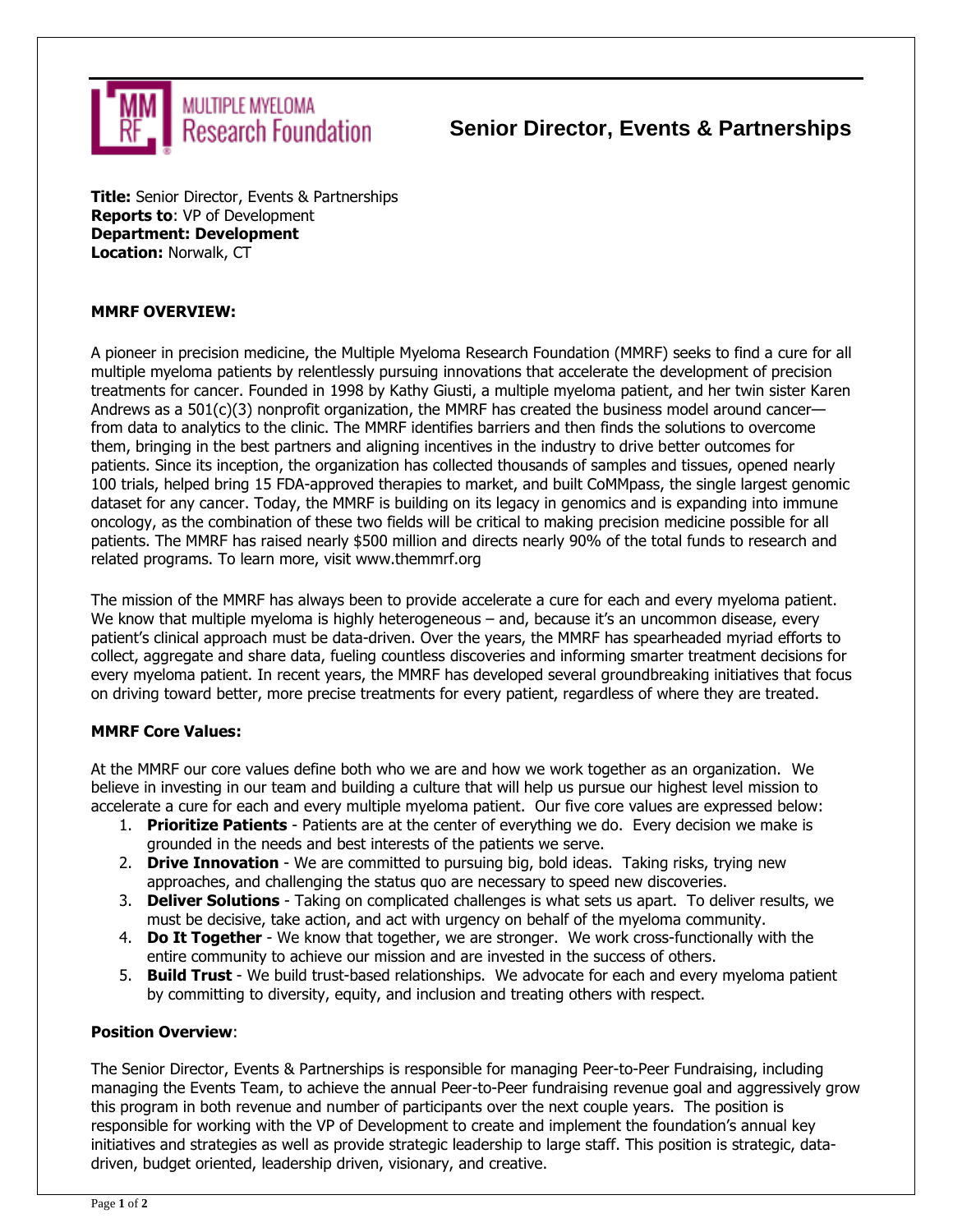MULTIPLE MYELOMA Research Foundation

# Senior Director, Events & Partnerships

**Title:** Senior Director, Events & Partnerships
**Reports to**: VP of Development
**Department: Development**
**Location:** Norwalk, CT

**MMRF OVERVIEW:**

A pioneer in precision medicine, the Multiple Myeloma Research Foundation (MMRF) seeks to find a cure for all multiple myeloma patients by relentlessly pursuing innovations that accelerate the development of precision treatments for cancer. Founded in 1998 by Kathy Giusti, a multiple myeloma patient, and her twin sister Karen Andrews as a 501(c)(3) nonprofit organization, the MMRF has created the business model around cancer—from data to analytics to the clinic. The MMRF identifies barriers and then finds the solutions to overcome them, bringing in the best partners and aligning incentives in the industry to drive better outcomes for patients. Since its inception, the organization has collected thousands of samples and tissues, opened nearly 100 trials, helped bring 15 FDA-approved therapies to market, and built CoMMpass, the single largest genomic dataset for any cancer. Today, the MMRF is building on its legacy in genomics and is expanding into immune oncology, as the combination of these two fields will be critical to making precision medicine possible for all patients. The MMRF has raised nearly $500 million and directs nearly 90% of the total funds to research and related programs. To learn more, visit www.themmrf.org

The mission of the MMRF has always been to provide accelerate a cure for each and every myeloma patient. We know that multiple myeloma is highly heterogeneous – and, because it's an uncommon disease, every patient's clinical approach must be data-driven. Over the years, the MMRF has spearheaded myriad efforts to collect, aggregate and share data, fueling countless discoveries and informing smarter treatment decisions for every myeloma patient. In recent years, the MMRF has developed several groundbreaking initiatives that focus on driving toward better, more precise treatments for every patient, regardless of where they are treated.

**MMRF Core Values:**

At the MMRF our core values define both who we are and how we work together as an organization. We believe in investing in our team and building a culture that will help us pursue our highest level mission to accelerate a cure for each and every multiple myeloma patient. Our five core values are expressed below:

1. **Prioritize Patients** - Patients are at the center of everything we do. Every decision we make is grounded in the needs and best interests of the patients we serve.
2. **Drive Innovation** - We are committed to pursuing big, bold ideas. Taking risks, trying new approaches, and challenging the status quo are necessary to speed new discoveries.
3. **Deliver Solutions** - Taking on complicated challenges is what sets us apart. To deliver results, we must be decisive, take action, and act with urgency on behalf of the myeloma community.
4. **Do It Together** - We know that together, we are stronger. We work cross-functionally with the entire community to achieve our mission and are invested in the success of others.
5. **Build Trust** - We build trust-based relationships. We advocate for each and every myeloma patient by committing to diversity, equity, and inclusion and treating others with respect.

**Position Overview**:

The Senior Director, Events & Partnerships is responsible for managing Peer-to-Peer Fundraising, including managing the Events Team, to achieve the annual Peer-to-Peer fundraising revenue goal and aggressively grow this program in both revenue and number of participants over the next couple years. The position is responsible for working with the VP of Development to create and implement the foundation's annual key initiatives and strategies as well as provide strategic leadership to large staff. This position is strategic, data-driven, budget oriented, leadership driven, visionary, and creative.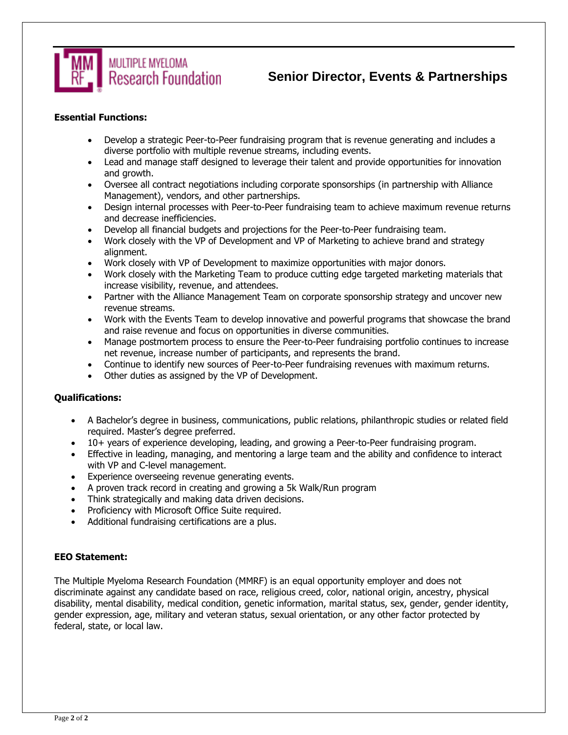MULTIPLE MYELOMA Research Foundation

# Senior Director, Events & Partnerships

**Essential Functions:**

- Develop a strategic Peer-to-Peer fundraising program that is revenue generating and includes a diverse portfolio with multiple revenue streams, including events.
- Lead and manage staff designed to leverage their talent and provide opportunities for innovation and growth.
- Oversee all contract negotiations including corporate sponsorships (in partnership with Alliance Management), vendors, and other partnerships.
- Design internal processes with Peer-to-Peer fundraising team to achieve maximum revenue returns and decrease inefficiencies.
- Develop all financial budgets and projections for the Peer-to-Peer fundraising team.
- Work closely with the VP of Development and VP of Marketing to achieve brand and strategy alignment.
- Work closely with VP of Development to maximize opportunities with major donors.
- Work closely with the Marketing Team to produce cutting edge targeted marketing materials that increase visibility, revenue, and attendees.
- Partner with the Alliance Management Team on corporate sponsorship strategy and uncover new revenue streams.
- Work with the Events Team to develop innovative and powerful programs that showcase the brand and raise revenue and focus on opportunities in diverse communities.
- Manage postmortem process to ensure the Peer-to-Peer fundraising portfolio continues to increase net revenue, increase number of participants, and represents the brand.
- Continue to identify new sources of Peer-to-Peer fundraising revenues with maximum returns.
- Other duties as assigned by the VP of Development.

**Qualifications:**

- A Bachelor's degree in business, communications, public relations, philanthropic studies or related field required. Master's degree preferred.
- 10+ years of experience developing, leading, and growing a Peer-to-Peer fundraising program.
- Effective in leading, managing, and mentoring a large team and the ability and confidence to interact with VP and C-level management.
- Experience overseeing revenue generating events.
- A proven track record in creating and growing a 5k Walk/Run program
- Think strategically and making data driven decisions.
- Proficiency with Microsoft Office Suite required.
- Additional fundraising certifications are a plus.

**EEO Statement:**

The Multiple Myeloma Research Foundation (MMRF) is an equal opportunity employer and does not discriminate against any candidate based on race, religious creed, color, national origin, ancestry, physical disability, mental disability, medical condition, genetic information, marital status, sex, gender, gender identity, gender expression, age, military and veteran status, sexual orientation, or any other factor protected by federal, state, or local law.